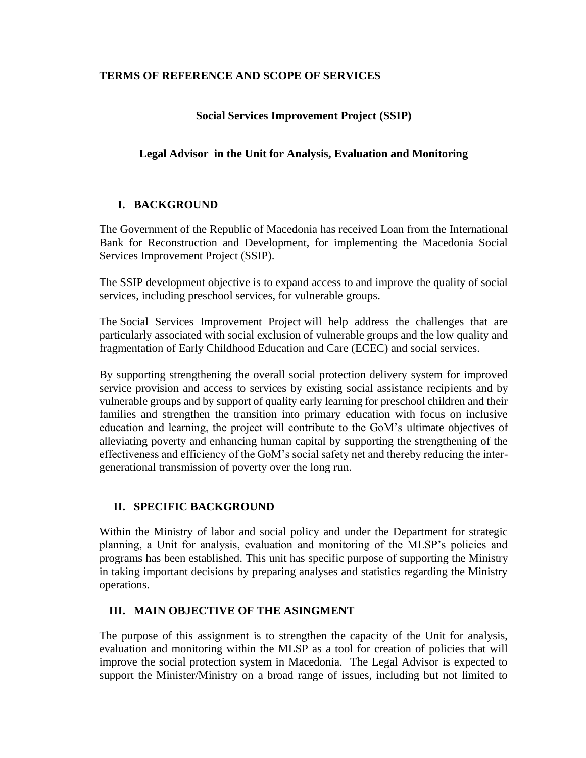**TERMS OF REFERENCE AND SCOPE OF SERVICES**

**Social Services Improvement Project (SSIP)**

**Legal Advisor in the Unit for Analysis, Evaluation and Monitoring**

## I. BACKGROUND

The Government of the Republic of Macedonia has received Loan from the International Bank for Reconstruction and Development, for implementing the Macedonia Social Services Improvement Project (SSIP).

The SSIP development objective is to expand access to and improve the quality of social services, including preschool services, for vulnerable groups.

The Social Services Improvement Project will help address the challenges that are particularly associated with social exclusion of vulnerable groups and the low quality and fragmentation of Early Childhood Education and Care (ECEC) and social services.

By supporting strengthening the overall social protection delivery system for improved service provision and access to services by existing social assistance recipients and by vulnerable groups and by support of quality early learning for preschool children and their families and strengthen the transition into primary education with focus on inclusive education and learning, the project will contribute to the GoM's ultimate objectives of alleviating poverty and enhancing human capital by supporting the strengthening of the effectiveness and efficiency of the GoM's social safety net and thereby reducing the inter-generational transmission of poverty over the long run.

## II. SPECIFIC BACKGROUND

Within the Ministry of labor and social policy and under the Department for strategic planning, a Unit for analysis, evaluation and monitoring of the MLSP's policies and programs has been established. This unit has specific purpose of supporting the Ministry in taking important decisions by preparing analyses and statistics regarding the Ministry operations.

## III. MAIN OBJECTIVE OF THE ASINGMENT

The purpose of this assignment is to strengthen the capacity of the Unit for analysis, evaluation and monitoring within the MLSP as a tool for creation of policies that will improve the social protection system in Macedonia. The Legal Advisor is expected to support the Minister/Ministry on a broad range of issues, including but not limited to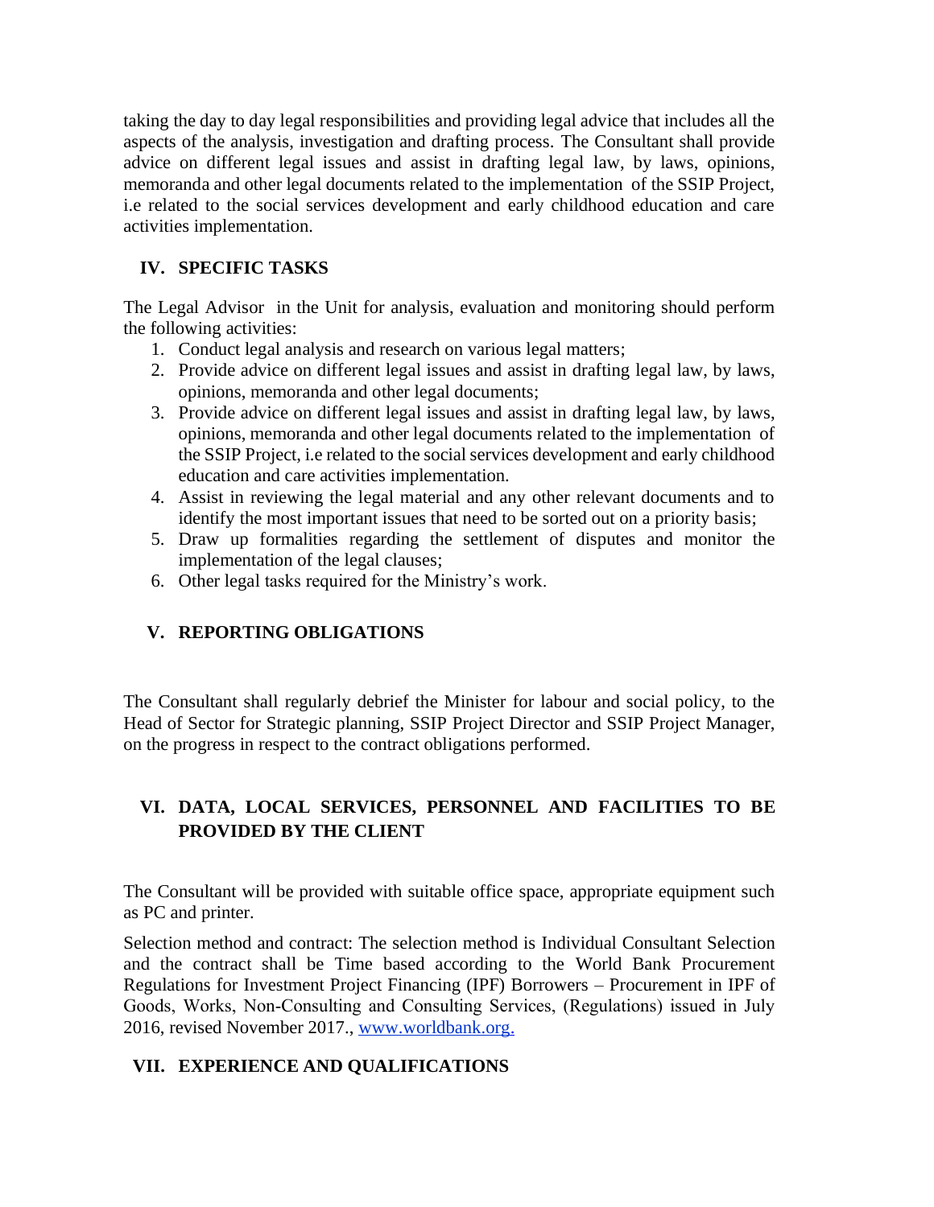taking the day to day legal responsibilities and providing legal advice that includes all the aspects of the analysis, investigation and drafting process. The Consultant shall provide advice on different legal issues and assist in drafting legal law, by laws, opinions, memoranda and other legal documents related to the implementation of the SSIP Project, i.e related to the social services development and early childhood education and care activities implementation.

## IV. SPECIFIC TASKS

The Legal Advisor in the Unit for analysis, evaluation and monitoring should perform the following activities:

1. Conduct legal analysis and research on various legal matters;
2. Provide advice on different legal issues and assist in drafting legal law, by laws, opinions, memoranda and other legal documents;
3. Provide advice on different legal issues and assist in drafting legal law, by laws, opinions, memoranda and other legal documents related to the implementation of the SSIP Project, i.e related to the social services development and early childhood education and care activities implementation.
4. Assist in reviewing the legal material and any other relevant documents and to identify the most important issues that need to be sorted out on a priority basis;
5. Draw up formalities regarding the settlement of disputes and monitor the implementation of the legal clauses;
6. Other legal tasks required for the Ministry's work.

## V. REPORTING OBLIGATIONS

The Consultant shall regularly debrief the Minister for labour and social policy, to the Head of Sector for Strategic planning, SSIP Project Director and SSIP Project Manager, on the progress in respect to the contract obligations performed.

## VI. DATA, LOCAL SERVICES, PERSONNEL AND FACILITIES TO BE PROVIDED BY THE CLIENT

The Consultant will be provided with suitable office space, appropriate equipment such as PC and printer.

Selection method and contract: The selection method is Individual Consultant Selection and the contract shall be Time based according to the World Bank Procurement Regulations for Investment Project Financing (IPF) Borrowers – Procurement in IPF of Goods, Works, Non-Consulting and Consulting Services, (Regulations) issued in July 2016, revised November 2017., [www.worldbank.org.](http://www.worldbank.org)

## VII. EXPERIENCE AND QUALIFICATIONS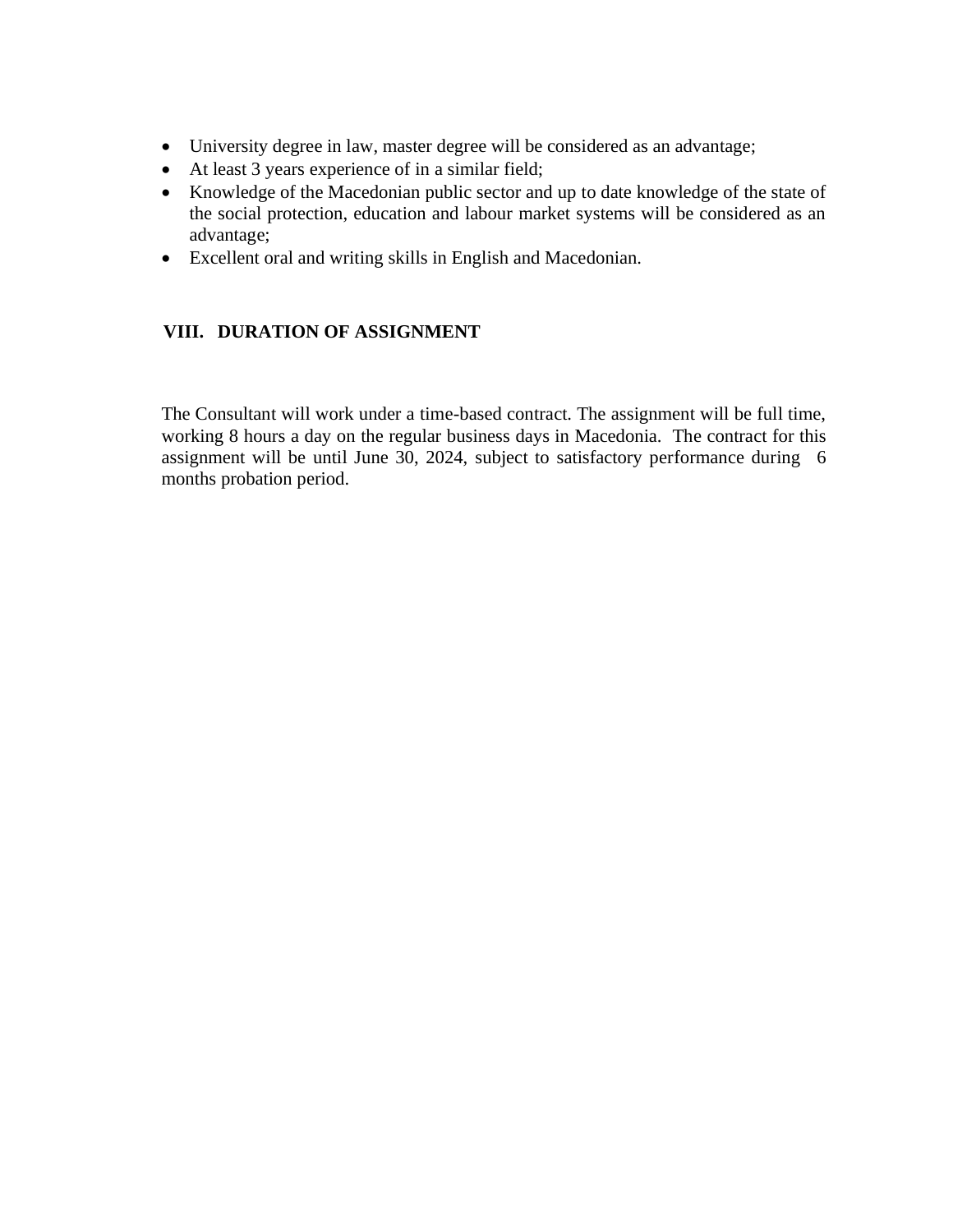- University degree in law, master degree will be considered as an advantage;
- At least 3 years experience of in a similar field;
- Knowledge of the Macedonian public sector and up to date knowledge of the state of the social protection, education and labour market systems will be considered as an advantage;
- Excellent oral and writing skills in English and Macedonian.

## VIII. DURATION OF ASSIGNMENT

The Consultant will work under a time-based contract. The assignment will be full time, working 8 hours a day on the regular business days in Macedonia. The contract for this assignment will be until June 30, 2024, subject to satisfactory performance during 6 months probation period.